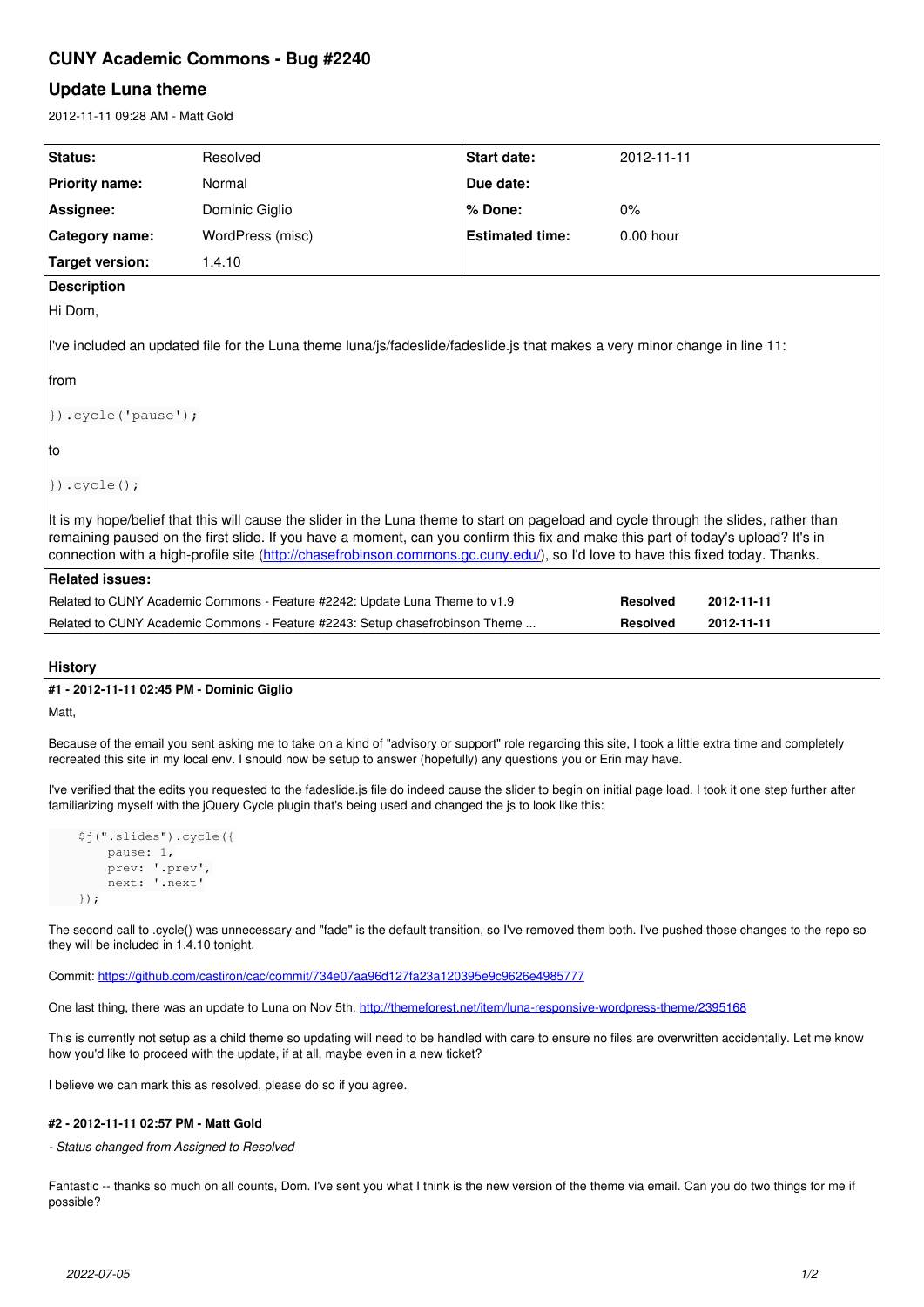# CUNY Academic Commons - Bug #2240

## Update Luna theme

2012-11-11 09:28 AM - Matt Gold

| Status: | Resolved | Start date: | 2012-11-11 |
|---|---|---|---|
| Priority name: | Normal | Due date: | |
| Assignee: | Dominic Giglio | % Done: | 0% |
| Category name: | WordPress (misc) | Estimated time: | 0.00 hour |
| Target version: | 1.4.10 | | |

**Description**

Hi Dom,

I've included an updated file for the Luna theme luna/js/fadeslide/fadeslide.js that makes a very minor change in line 11:

from

```
}).cycle('pause');
```

to

```
}).cycle();
```

It is my hope/belief that this will cause the slider in the Luna theme to start on pageload and cycle through the slides, rather than remaining paused on the first slide. If you have a moment, can you confirm this fix and make this part of today's upload? It's in connection with a high-profile site (http://chasefrobinson.commons.gc.cuny.edu/), so I'd love to have this fixed today. Thanks.

**Related issues:**

| | | |
|---|---|---|
| Related to CUNY Academic Commons - Feature #2242: Update Luna Theme to v1.9 | Resolved | 2012-11-11 |
| Related to CUNY Academic Commons - Feature #2243: Setup chasefrobinson Theme ... | Resolved | 2012-11-11 |

### History

#### #1 - 2012-11-11 02:45 PM - Dominic Giglio

Matt,

Because of the email you sent asking me to take on a kind of "advisory or support" role regarding this site, I took a little extra time and completely recreated this site in my local env. I should now be setup to answer (hopefully) any questions you or Erin may have.

I've verified that the edits you requested to the fadeslide.js file do indeed cause the slider to begin on initial page load. I took it one step further after familiarizing myself with the jQuery Cycle plugin that's being used and changed the js to look like this:

```
    $j(".slides").cycle({
        pause: 1,
        prev: '.prev',
        next: '.next'
    });
```

The second call to .cycle() was unnecessary and "fade" is the default transition, so I've removed them both. I've pushed those changes to the repo so they will be included in 1.4.10 tonight.

Commit: https://github.com/castiron/cac/commit/734e07aa96d127fa23a120395e9c9626e4985777

One last thing, there was an update to Luna on Nov 5th. http://themeforest.net/item/luna-responsive-wordpress-theme/2395168

This is currently not setup as a child theme so updating will need to be handled with care to ensure no files are overwritten accidentally. Let me know how you'd like to proceed with the update, if at all, maybe even in a new ticket?

I believe we can mark this as resolved, please do so if you agree.

#### #2 - 2012-11-11 02:57 PM - Matt Gold

*- Status changed from Assigned to Resolved*

Fantastic -- thanks so much on all counts, Dom. I've sent you what I think is the new version of the theme via email. Can you do two things for me if possible?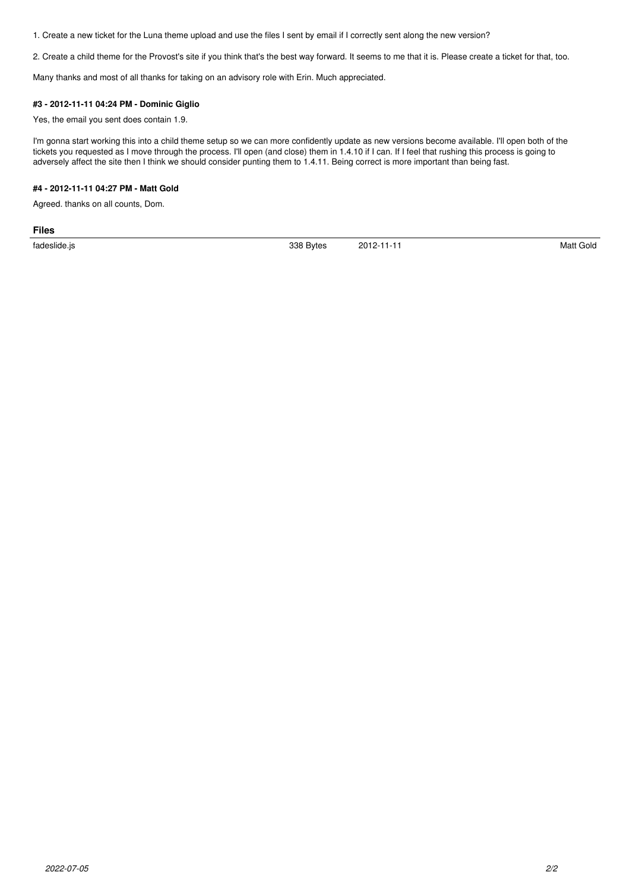1. Create a new ticket for the Luna theme upload and use the files I sent by email if I correctly sent along the new version?

2. Create a child theme for the Provost's site if you think that's the best way forward. It seems to me that it is. Please create a ticket for that, too.

Many thanks and most of all thanks for taking on an advisory role with Erin. Much appreciated.

#### #3 - 2012-11-11 04:24 PM - Dominic Giglio

Yes, the email you sent does contain 1.9.

I'm gonna start working this into a child theme setup so we can more confidently update as new versions become available. I'll open both of the tickets you requested as I move through the process. I'll open (and close) them in 1.4.10 if I can. If I feel that rushing this process is going to adversely affect the site then I think we should consider punting them to 1.4.11. Being correct is more important than being fast.

#### #4 - 2012-11-11 04:27 PM - Matt Gold

Agreed. thanks on all counts, Dom.

### Files

| | | | |
|---|---|---|---|
| fadeslide.js | 338 Bytes | 2012-11-11 | Matt Gold |